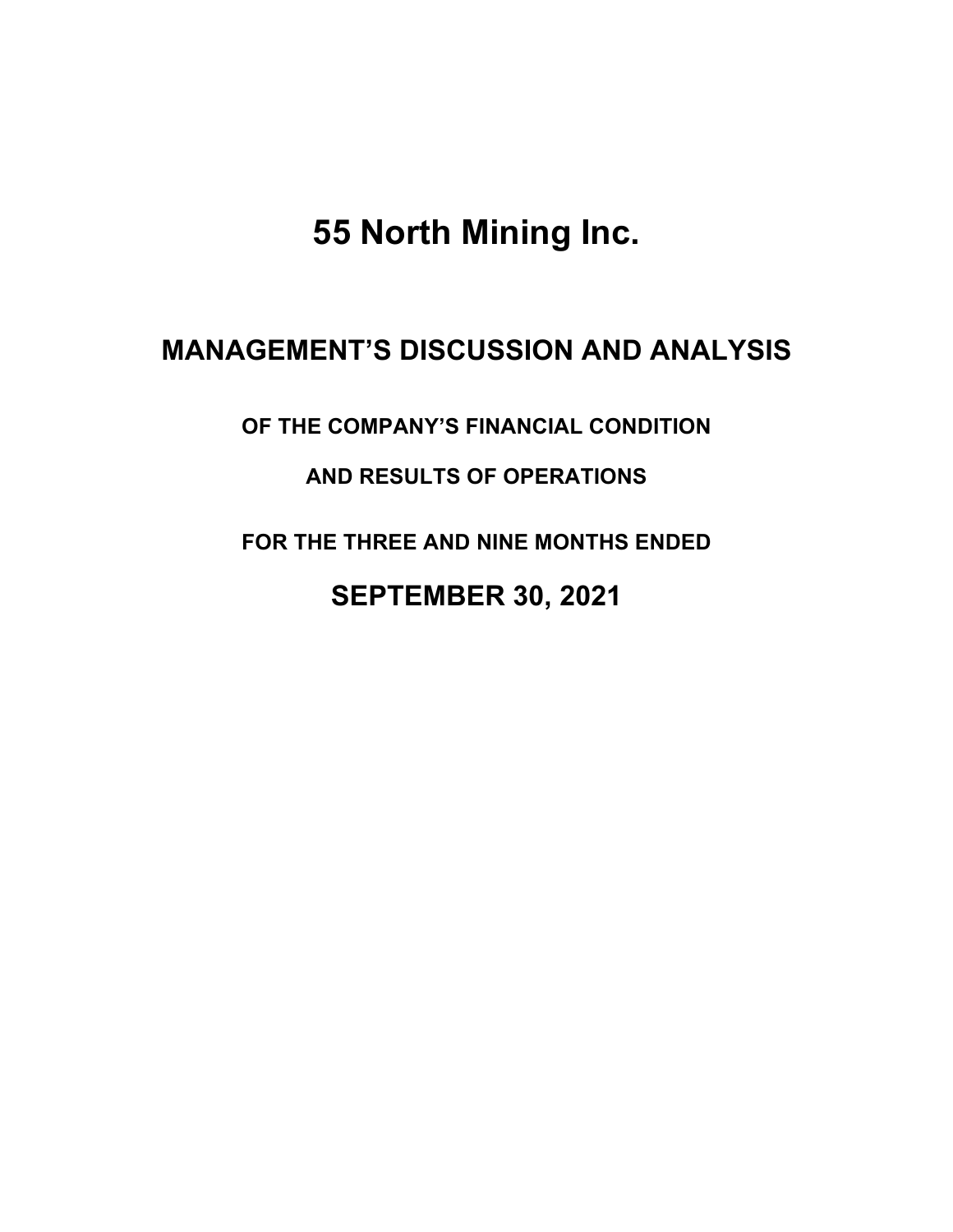# 55 North Mining Inc.

## MANAGEMENT'S DISCUSSION AND ANALYSIS

### OF THE COMPANY'S FINANCIAL CONDITION

### AND RESULTS OF OPERATIONS

### FOR THE THREE AND NINE MONTHS ENDED

## SEPTEMBER 30, 2021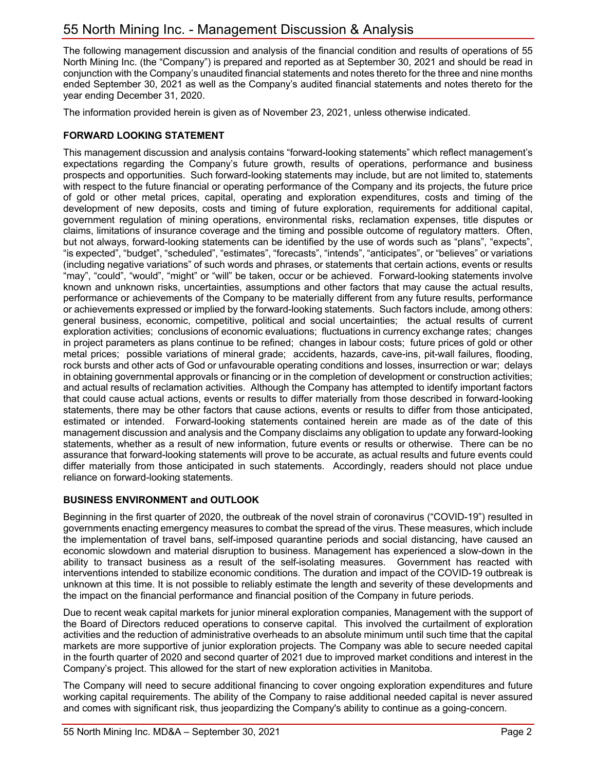# 55 North Mining Inc. - Management Discussion & Analysis

The following management discussion and analysis of the financial condition and results of operations of 55 North Mining Inc. (the "Company") is prepared and reported as at September 30, 2021 and should be read in conjunction with the Company's unaudited financial statements and notes thereto for the three and nine months ended September 30, 2021 as well as the Company's audited financial statements and notes thereto for the year ending December 31, 2020.

The information provided herein is given as of November 23, 2021, unless otherwise indicated.

## FORWARD LOOKING STATEMENT

This management discussion and analysis contains "forward-looking statements" which reflect management's expectations regarding the Company's future growth, results of operations, performance and business prospects and opportunities. Such forward-looking statements may include, but are not limited to, statements with respect to the future financial or operating performance of the Company and its projects, the future price of gold or other metal prices, capital, operating and exploration expenditures, costs and timing of the development of new deposits, costs and timing of future exploration, requirements for additional capital, government regulation of mining operations, environmental risks, reclamation expenses, title disputes or claims, limitations of insurance coverage and the timing and possible outcome of regulatory matters. Often, but not always, forward-looking statements can be identified by the use of words such as "plans", "expects", "is expected", "budget", "scheduled", "estimates", "forecasts", "intends", "anticipates", or "believes" or variations (including negative variations" of such words and phrases, or statements that certain actions, events or results "may", "could", "would", "might" or "will" be taken, occur or be achieved. Forward-looking statements involve known and unknown risks, uncertainties, assumptions and other factors that may cause the actual results, performance or achievements of the Company to be materially different from any future results, performance or achievements expressed or implied by the forward-looking statements. Such factors include, among others: general business, economic, competitive, political and social uncertainties; the actual results of current exploration activities; conclusions of economic evaluations; fluctuations in currency exchange rates; changes in project parameters as plans continue to be refined; changes in labour costs; future prices of gold or other metal prices; possible variations of mineral grade; accidents, hazards, cave-ins, pit-wall failures, flooding, rock bursts and other acts of God or unfavourable operating conditions and losses, insurrection or war; delays in obtaining governmental approvals or financing or in the completion of development or construction activities; and actual results of reclamation activities. Although the Company has attempted to identify important factors that could cause actual actions, events or results to differ materially from those described in forward-looking statements, there may be other factors that cause actions, events or results to differ from those anticipated, estimated or intended. Forward-looking statements contained herein are made as of the date of this management discussion and analysis and the Company disclaims any obligation to update any forward-looking statements, whether as a result of new information, future events or results or otherwise. There can be no assurance that forward-looking statements will prove to be accurate, as actual results and future events could differ materially from those anticipated in such statements. Accordingly, readers should not place undue reliance on forward-looking statements.

## BUSINESS ENVIRONMENT and OUTLOOK

Beginning in the first quarter of 2020, the outbreak of the novel strain of coronavirus ("COVID-19") resulted in governments enacting emergency measures to combat the spread of the virus. These measures, which include the implementation of travel bans, self-imposed quarantine periods and social distancing, have caused an economic slowdown and material disruption to business. Management has experienced a slow-down in the ability to transact business as a result of the self-isolating measures. Government has reacted with interventions intended to stabilize economic conditions. The duration and impact of the COVID-19 outbreak is unknown at this time. It is not possible to reliably estimate the length and severity of these developments and the impact on the financial performance and financial position of the Company in future periods.

Due to recent weak capital markets for junior mineral exploration companies, Management with the support of the Board of Directors reduced operations to conserve capital. This involved the curtailment of exploration activities and the reduction of administrative overheads to an absolute minimum until such time that the capital markets are more supportive of junior exploration projects. The Company was able to secure needed capital in the fourth quarter of 2020 and second quarter of 2021 due to improved market conditions and interest in the Company's project. This allowed for the start of new exploration activities in Manitoba.

The Company will need to secure additional financing to cover ongoing exploration expenditures and future working capital requirements. The ability of the Company to raise additional needed capital is never assured and comes with significant risk, thus jeopardizing the Company's ability to continue as a going-concern.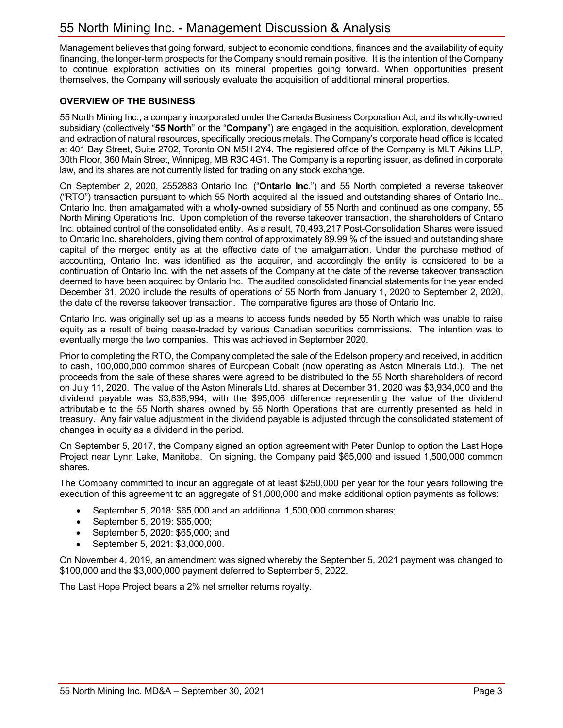Management believes that going forward, subject to economic conditions, finances and the availability of equity financing, the longer-term prospects for the Company should remain positive. It is the intention of the Company to continue exploration activities on its mineral properties going forward. When opportunities present themselves, the Company will seriously evaluate the acquisition of additional mineral properties.

## OVERVIEW OF THE BUSINESS

55 North Mining Inc., a company incorporated under the Canada Business Corporation Act, and its wholly-owned subsidiary (collectively "**55 North**" or the "**Company**") are engaged in the acquisition, exploration, development and extraction of natural resources, specifically precious metals. The Company's corporate head office is located at 401 Bay Street, Suite 2702, Toronto ON M5H 2Y4. The registered office of the Company is MLT Aikins LLP, 30th Floor, 360 Main Street, Winnipeg, MB R3C 4G1. The Company is a reporting issuer, as defined in corporate law, and its shares are not currently listed for trading on any stock exchange.

On September 2, 2020, 2552883 Ontario Inc. ("**Ontario Inc**.") and 55 North completed a reverse takeover ("RTO") transaction pursuant to which 55 North acquired all the issued and outstanding shares of Ontario Inc.. Ontario Inc. then amalgamated with a wholly-owned subsidiary of 55 North and continued as one company, 55 North Mining Operations Inc. Upon completion of the reverse takeover transaction, the shareholders of Ontario Inc. obtained control of the consolidated entity. As a result, 70,493,217 Post-Consolidation Shares were issued to Ontario Inc. shareholders, giving them control of approximately 89.99 % of the issued and outstanding share capital of the merged entity as at the effective date of the amalgamation. Under the purchase method of accounting, Ontario Inc. was identified as the acquirer, and accordingly the entity is considered to be a continuation of Ontario Inc. with the net assets of the Company at the date of the reverse takeover transaction deemed to have been acquired by Ontario Inc. The audited consolidated financial statements for the year ended December 31, 2020 include the results of operations of 55 North from January 1, 2020 to September 2, 2020, the date of the reverse takeover transaction. The comparative figures are those of Ontario Inc.

Ontario Inc. was originally set up as a means to access funds needed by 55 North which was unable to raise equity as a result of being cease-traded by various Canadian securities commissions. The intention was to eventually merge the two companies. This was achieved in September 2020.

Prior to completing the RTO, the Company completed the sale of the Edelson property and received, in addition to cash, 100,000,000 common shares of European Cobalt (now operating as Aston Minerals Ltd.). The net proceeds from the sale of these shares were agreed to be distributed to the 55 North shareholders of record on July 11, 2020. The value of the Aston Minerals Ltd. shares at December 31, 2020 was $3,934,000 and the dividend payable was $3,838,994, with the $95,006 difference representing the value of the dividend attributable to the 55 North shares owned by 55 North Operations that are currently presented as held in treasury. Any fair value adjustment in the dividend payable is adjusted through the consolidated statement of changes in equity as a dividend in the period.

On September 5, 2017, the Company signed an option agreement with Peter Dunlop to option the Last Hope Project near Lynn Lake, Manitoba. On signing, the Company paid $65,000 and issued 1,500,000 common shares.

The Company committed to incur an aggregate of at least $250,000 per year for the four years following the execution of this agreement to an aggregate of $1,000,000 and make additional option payments as follows:

- September 5, 2018: $65,000 and an additional 1,500,000 common shares;
- September 5, 2019: $65,000;
- September 5, 2020: $65,000; and
- September 5, 2021: $3,000,000.

On November 4, 2019, an amendment was signed whereby the September 5, 2021 payment was changed to $100,000 and the $3,000,000 payment deferred to September 5, 2022.

The Last Hope Project bears a 2% net smelter returns royalty.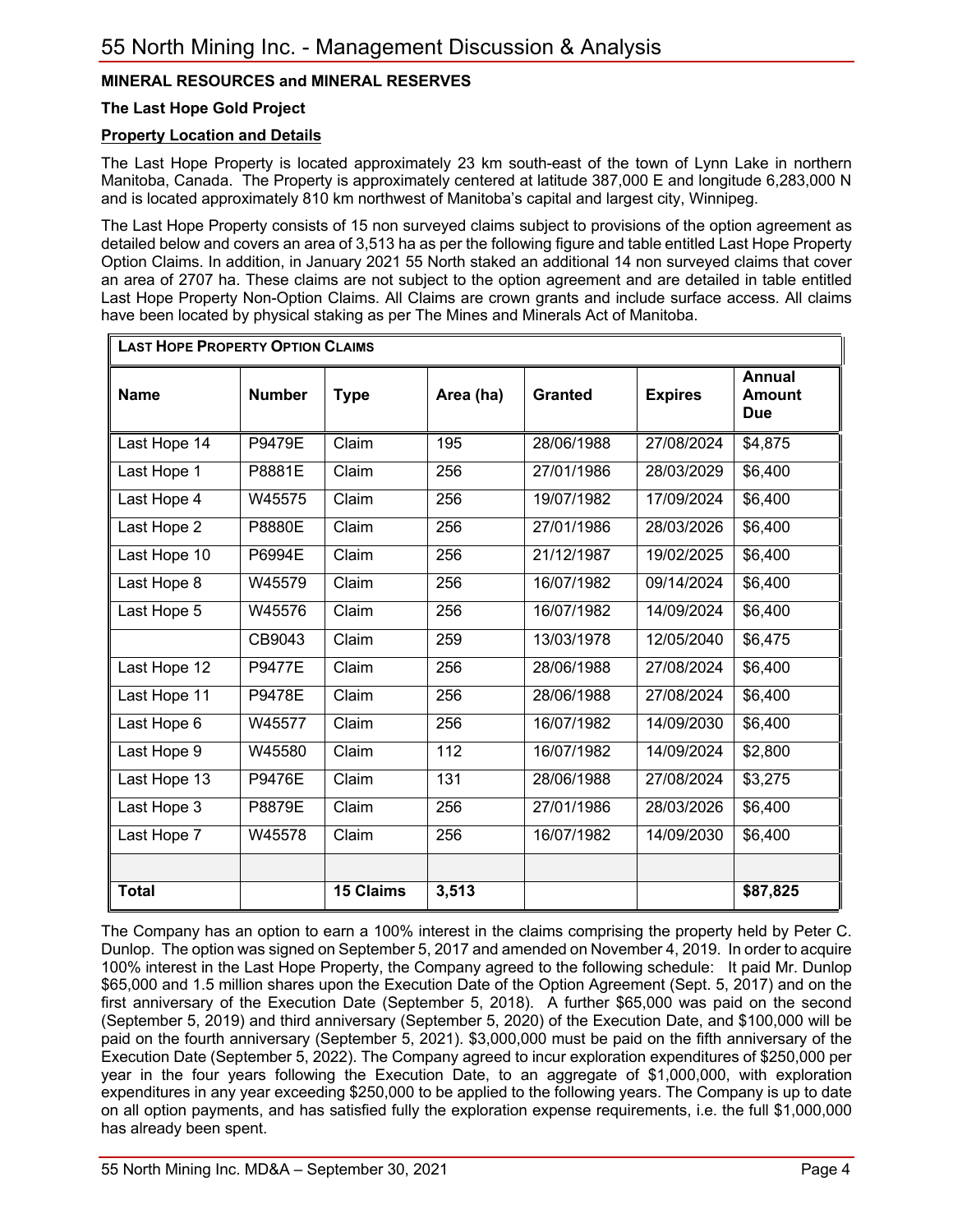## MINERAL RESOURCES and MINERAL RESERVES

### The Last Hope Gold Project

#### Property Location and Details

The Last Hope Property is located approximately 23 km south-east of the town of Lynn Lake in northern Manitoba, Canada. The Property is approximately centered at latitude 387,000 E and longitude 6,283,000 N and is located approximately 810 km northwest of Manitoba's capital and largest city, Winnipeg.

The Last Hope Property consists of 15 non surveyed claims subject to provisions of the option agreement as detailed below and covers an area of 3,513 ha as per the following figure and table entitled Last Hope Property Option Claims. In addition, in January 2021 55 North staked an additional 14 non surveyed claims that cover an area of 2707 ha. These claims are not subject to the option agreement and are detailed in table entitled Last Hope Property Non-Option Claims. All Claims are crown grants and include surface access. All claims have been located by physical staking as per The Mines and Minerals Act of Manitoba.

| **LAST HOPE PROPERTY OPTION CLAIMS** | | | | | | |
|---|---|---|---|---|---|---|
| **Name** | **Number** | **Type** | **Area (ha)** | **Granted** | **Expires** | **Annual Amount Due** |
| Last Hope 14 | P9479E | Claim | 195 | 28/06/1988 | 27/08/2024 | $4,875 |
| Last Hope 1 | P8881E | Claim | 256 | 27/01/1986 | 28/03/2029 | $6,400 |
| Last Hope 4 | W45575 | Claim | 256 | 19/07/1982 | 17/09/2024 | $6,400 |
| Last Hope 2 | P8880E | Claim | 256 | 27/01/1986 | 28/03/2026 | $6,400 |
| Last Hope 10 | P6994E | Claim | 256 | 21/12/1987 | 19/02/2025 | $6,400 |
| Last Hope 8 | W45579 | Claim | 256 | 16/07/1982 | 09/14/2024 | $6,400 |
| Last Hope 5 | W45576 | Claim | 256 | 16/07/1982 | 14/09/2024 | $6,400 |
| | CB9043 | Claim | 259 | 13/03/1978 | 12/05/2040 | $6,475 |
| Last Hope 12 | P9477E | Claim | 256 | 28/06/1988 | 27/08/2024 | $6,400 |
| Last Hope 11 | P9478E | Claim | 256 | 28/06/1988 | 27/08/2024 | $6,400 |
| Last Hope 6 | W45577 | Claim | 256 | 16/07/1982 | 14/09/2030 | $6,400 |
| Last Hope 9 | W45580 | Claim | 112 | 16/07/1982 | 14/09/2024 | $2,800 |
| Last Hope 13 | P9476E | Claim | 131 | 28/06/1988 | 27/08/2024 | $3,275 |
| Last Hope 3 | P8879E | Claim | 256 | 27/01/1986 | 28/03/2026 | $6,400 |
| Last Hope 7 | W45578 | Claim | 256 | 16/07/1982 | 14/09/2030 | $6,400 |
| | | | | | | |
| **Total** | | **15 Claims** | **3,513** | | | **$87,825** |

The Company has an option to earn a 100% interest in the claims comprising the property held by Peter C. Dunlop. The option was signed on September 5, 2017 and amended on November 4, 2019. In order to acquire 100% interest in the Last Hope Property, the Company agreed to the following schedule: It paid Mr. Dunlop $65,000 and 1.5 million shares upon the Execution Date of the Option Agreement (Sept. 5, 2017) and on the first anniversary of the Execution Date (September 5, 2018). A further $65,000 was paid on the second (September 5, 2019) and third anniversary (September 5, 2020) of the Execution Date, and $100,000 will be paid on the fourth anniversary (September 5, 2021). $3,000,000 must be paid on the fifth anniversary of the Execution Date (September 5, 2022). The Company agreed to incur exploration expenditures of $250,000 per year in the four years following the Execution Date, to an aggregate of $1,000,000, with exploration expenditures in any year exceeding $250,000 to be applied to the following years. The Company is up to date on all option payments, and has satisfied fully the exploration expense requirements, i.e. the full $1,000,000 has already been spent.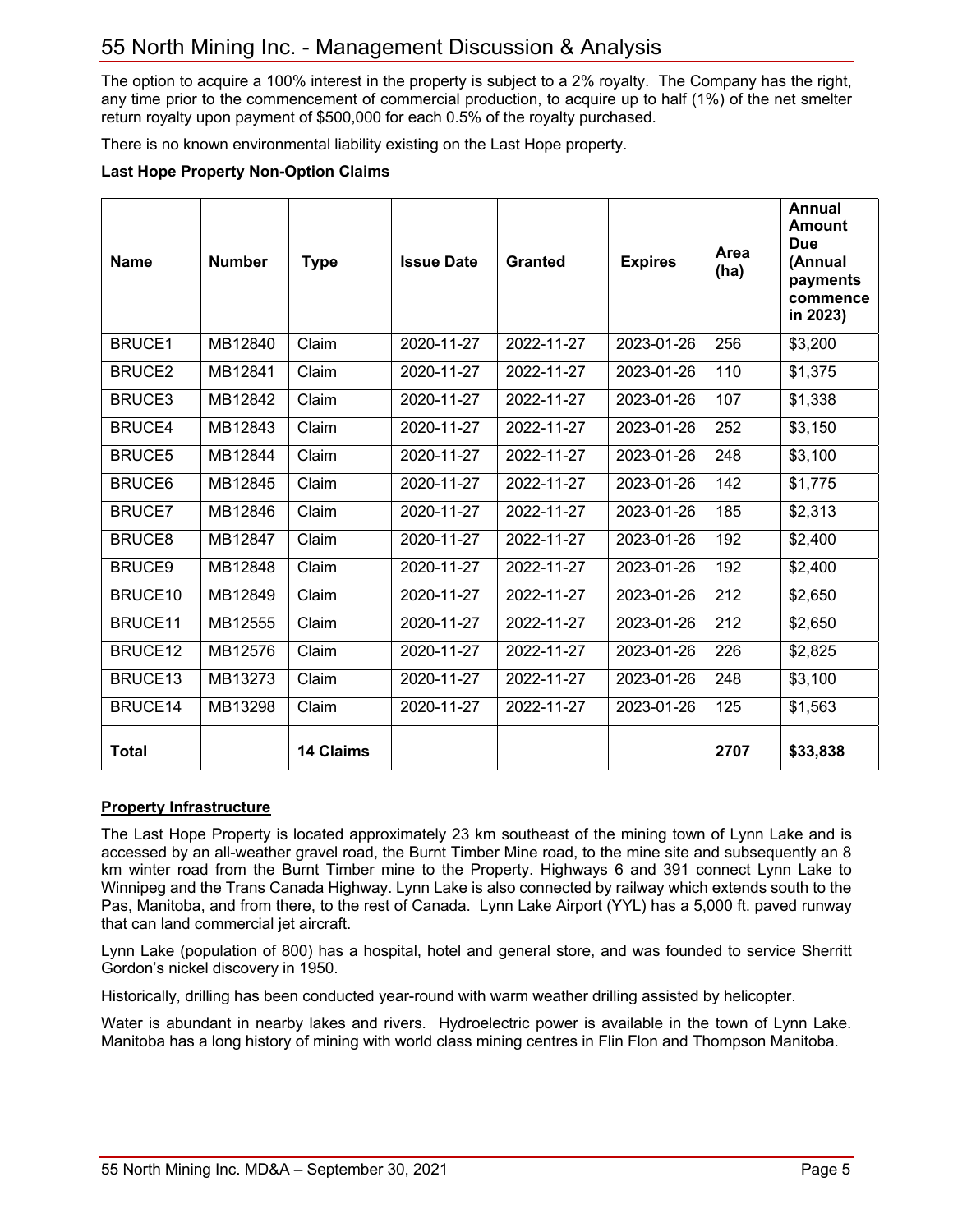The option to acquire a 100% interest in the property is subject to a 2% royalty. The Company has the right, any time prior to the commencement of commercial production, to acquire up to half (1%) of the net smelter return royalty upon payment of $500,000 for each 0.5% of the royalty purchased.

There is no known environmental liability existing on the Last Hope property.

**Last Hope Property Non-Option Claims**

| **Name** | **Number** | **Type** | **Issue Date** | **Granted** | **Expires** | **Area (ha)** | **Annual Amount Due (Annual payments commence in 2023)** |
|---|---|---|---|---|---|---|---|
| BRUCE1 | MB12840 | Claim | 2020-11-27 | 2022-11-27 | 2023-01-26 | 256 | $3,200 |
| BRUCE2 | MB12841 | Claim | 2020-11-27 | 2022-11-27 | 2023-01-26 | 110 | $1,375 |
| BRUCE3 | MB12842 | Claim | 2020-11-27 | 2022-11-27 | 2023-01-26 | 107 | $1,338 |
| BRUCE4 | MB12843 | Claim | 2020-11-27 | 2022-11-27 | 2023-01-26 | 252 | $3,150 |
| BRUCE5 | MB12844 | Claim | 2020-11-27 | 2022-11-27 | 2023-01-26 | 248 | $3,100 |
| BRUCE6 | MB12845 | Claim | 2020-11-27 | 2022-11-27 | 2023-01-26 | 142 | $1,775 |
| BRUCE7 | MB12846 | Claim | 2020-11-27 | 2022-11-27 | 2023-01-26 | 185 | $2,313 |
| BRUCE8 | MB12847 | Claim | 2020-11-27 | 2022-11-27 | 2023-01-26 | 192 | $2,400 |
| BRUCE9 | MB12848 | Claim | 2020-11-27 | 2022-11-27 | 2023-01-26 | 192 | $2,400 |
| BRUCE10 | MB12849 | Claim | 2020-11-27 | 2022-11-27 | 2023-01-26 | 212 | $2,650 |
| BRUCE11 | MB12555 | Claim | 2020-11-27 | 2022-11-27 | 2023-01-26 | 212 | $2,650 |
| BRUCE12 | MB12576 | Claim | 2020-11-27 | 2022-11-27 | 2023-01-26 | 226 | $2,825 |
| BRUCE13 | MB13273 | Claim | 2020-11-27 | 2022-11-27 | 2023-01-26 | 248 | $3,100 |
| BRUCE14 | MB13298 | Claim | 2020-11-27 | 2022-11-27 | 2023-01-26 | 125 | $1,563 |
| | | | | | | | |
| **Total** | | **14 Claims** | | | | **2707** | **$33,838** |

**<u>Property Infrastructure</u>**

The Last Hope Property is located approximately 23 km southeast of the mining town of Lynn Lake and is accessed by an all-weather gravel road, the Burnt Timber Mine road, to the mine site and subsequently an 8 km winter road from the Burnt Timber mine to the Property. Highways 6 and 391 connect Lynn Lake to Winnipeg and the Trans Canada Highway. Lynn Lake is also connected by railway which extends south to the Pas, Manitoba, and from there, to the rest of Canada. Lynn Lake Airport (YYL) has a 5,000 ft. paved runway that can land commercial jet aircraft.

Lynn Lake (population of 800) has a hospital, hotel and general store, and was founded to service Sherritt Gordon's nickel discovery in 1950.

Historically, drilling has been conducted year-round with warm weather drilling assisted by helicopter.

Water is abundant in nearby lakes and rivers. Hydroelectric power is available in the town of Lynn Lake. Manitoba has a long history of mining with world class mining centres in Flin Flon and Thompson Manitoba.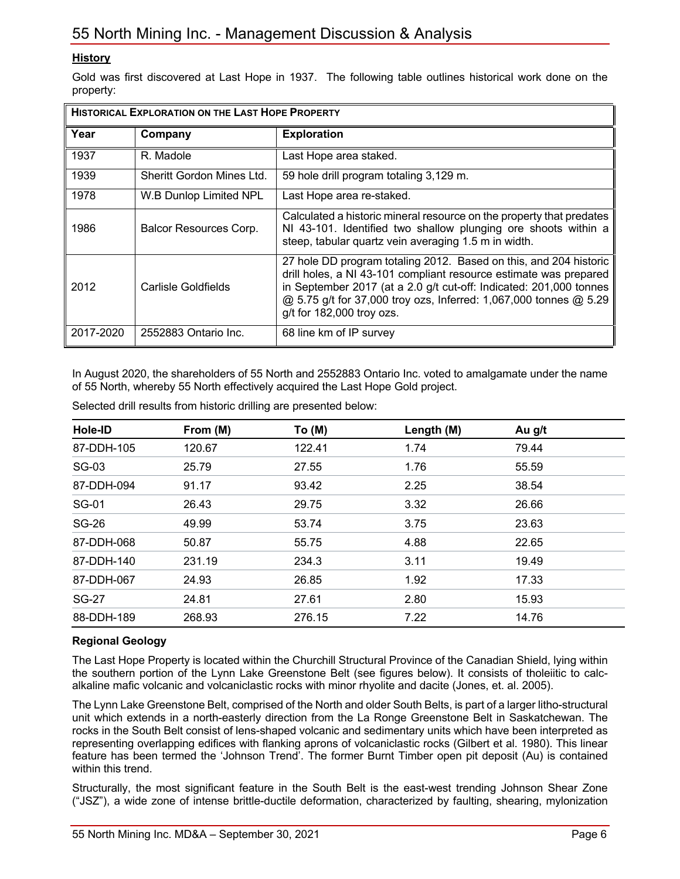## History

Gold was first discovered at Last Hope in 1937. The following table outlines historical work done on the property:

| **HISTORICAL EXPLORATION ON THE LAST HOPE PROPERTY** | | |
|---|---|---|
| **Year** | **Company** | **Exploration** |
| 1937 | R. Madole | Last Hope area staked. |
| 1939 | Sheritt Gordon Mines Ltd. | 59 hole drill program totaling 3,129 m. |
| 1978 | W.B Dunlop Limited NPL | Last Hope area re-staked. |
| 1986 | Balcor Resources Corp. | Calculated a historic mineral resource on the property that predates NI 43-101. Identified two shallow plunging ore shoots within a steep, tabular quartz vein averaging 1.5 m in width. |
| 2012 | Carlisle Goldfields | 27 hole DD program totaling 2012. Based on this, and 204 historic drill holes, a NI 43-101 compliant resource estimate was prepared in September 2017 (at a 2.0 g/t cut-off: Indicated: 201,000 tonnes @ 5.75 g/t for 37,000 troy ozs, Inferred: 1,067,000 tonnes @ 5.29 g/t for 182,000 troy ozs. |
| 2017-2020 | 2552883 Ontario Inc. | 68 line km of IP survey |

In August 2020, the shareholders of 55 North and 2552883 Ontario Inc. voted to amalgamate under the name of 55 North, whereby 55 North effectively acquired the Last Hope Gold project.

Selected drill results from historic drilling are presented below:

| Hole-ID | From (M) | To (M) | Length (M) | Au g/t |
|---|---|---|---|---|
| 87-DDH-105 | 120.67 | 122.41 | 1.74 | 79.44 |
| SG-03 | 25.79 | 27.55 | 1.76 | 55.59 |
| 87-DDH-094 | 91.17 | 93.42 | 2.25 | 38.54 |
| SG-01 | 26.43 | 29.75 | 3.32 | 26.66 |
| SG-26 | 49.99 | 53.74 | 3.75 | 23.63 |
| 87-DDH-068 | 50.87 | 55.75 | 4.88 | 22.65 |
| 87-DDH-140 | 231.19 | 234.3 | 3.11 | 19.49 |
| 87-DDH-067 | 24.93 | 26.85 | 1.92 | 17.33 |
| SG-27 | 24.81 | 27.61 | 2.80 | 15.93 |
| 88-DDH-189 | 268.93 | 276.15 | 7.22 | 14.76 |

### Regional Geology

The Last Hope Property is located within the Churchill Structural Province of the Canadian Shield, lying within the southern portion of the Lynn Lake Greenstone Belt (see figures below). It consists of tholeiitic to calc-alkaline mafic volcanic and volcaniclastic rocks with minor rhyolite and dacite (Jones, et. al. 2005).

The Lynn Lake Greenstone Belt, comprised of the North and older South Belts, is part of a larger litho-structural unit which extends in a north-easterly direction from the La Ronge Greenstone Belt in Saskatchewan. The rocks in the South Belt consist of lens-shaped volcanic and sedimentary units which have been interpreted as representing overlapping edifices with flanking aprons of volcaniclastic rocks (Gilbert et al. 1980). This linear feature has been termed the 'Johnson Trend'. The former Burnt Timber open pit deposit (Au) is contained within this trend.

Structurally, the most significant feature in the South Belt is the east-west trending Johnson Shear Zone ("JSZ"), a wide zone of intense brittle-ductile deformation, characterized by faulting, shearing, mylonization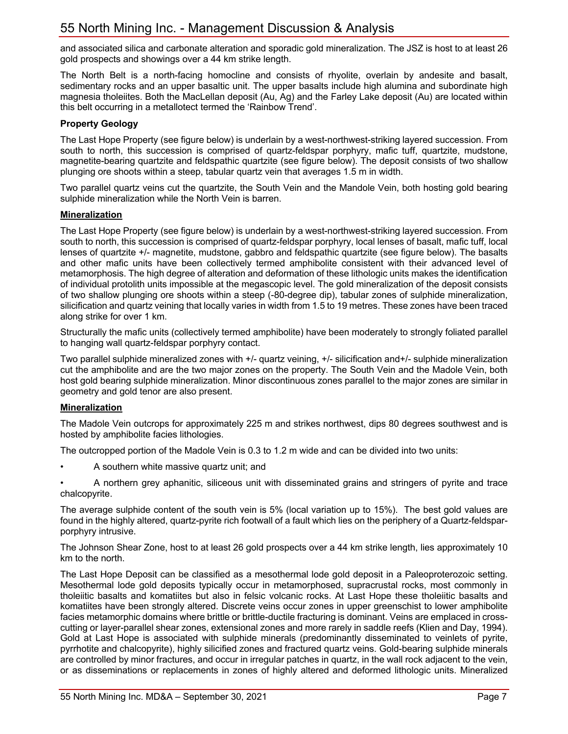and associated silica and carbonate alteration and sporadic gold mineralization. The JSZ is host to at least 26 gold prospects and showings over a 44 km strike length.

The North Belt is a north-facing homocline and consists of rhyolite, overlain by andesite and basalt, sedimentary rocks and an upper basaltic unit. The upper basalts include high alumina and subordinate high magnesia tholeiites. Both the MacLellan deposit (Au, Ag) and the Farley Lake deposit (Au) are located within this belt occurring in a metallotect termed the 'Rainbow Trend'.

**Property Geology**

The Last Hope Property (see figure below) is underlain by a west-northwest-striking layered succession. From south to north, this succession is comprised of quartz-feldspar porphyry, mafic tuff, quartzite, mudstone, magnetite-bearing quartzite and feldspathic quartzite (see figure below). The deposit consists of two shallow plunging ore shoots within a steep, tabular quartz vein that averages 1.5 m in width.

Two parallel quartz veins cut the quartzite, the South Vein and the Mandole Vein, both hosting gold bearing sulphide mineralization while the North Vein is barren.

**Mineralization**

The Last Hope Property (see figure below) is underlain by a west-northwest-striking layered succession. From south to north, this succession is comprised of quartz-feldspar porphyry, local lenses of basalt, mafic tuff, local lenses of quartzite +/- magnetite, mudstone, gabbro and feldspathic quartzite (see figure below). The basalts and other mafic units have been collectively termed amphibolite consistent with their advanced level of metamorphosis. The high degree of alteration and deformation of these lithologic units makes the identification of individual protolith units impossible at the megascopic level. The gold mineralization of the deposit consists of two shallow plunging ore shoots within a steep (-80-degree dip), tabular zones of sulphide mineralization, silicification and quartz veining that locally varies in width from 1.5 to 19 metres. These zones have been traced along strike for over 1 km.

Structurally the mafic units (collectively termed amphibolite) have been moderately to strongly foliated parallel to hanging wall quartz-feldspar porphyry contact.

Two parallel sulphide mineralized zones with +/- quartz veining, +/- silicification and+/- sulphide mineralization cut the amphibolite and are the two major zones on the property. The South Vein and the Madole Vein, both host gold bearing sulphide mineralization. Minor discontinuous zones parallel to the major zones are similar in geometry and gold tenor are also present.

**Mineralization**

The Madole Vein outcrops for approximately 225 m and strikes northwest, dips 80 degrees southwest and is hosted by amphibolite facies lithologies.

The outcropped portion of the Madole Vein is 0.3 to 1.2 m wide and can be divided into two units:

- A southern white massive quartz unit; and
- A northern grey aphanitic, siliceous unit with disseminated grains and stringers of pyrite and trace chalcopyrite.

The average sulphide content of the south vein is 5% (local variation up to 15%). The best gold values are found in the highly altered, quartz-pyrite rich footwall of a fault which lies on the periphery of a Quartz-feldspar-porphyry intrusive.

The Johnson Shear Zone, host to at least 26 gold prospects over a 44 km strike length, lies approximately 10 km to the north.

The Last Hope Deposit can be classified as a mesothermal lode gold deposit in a Paleoproterozoic setting. Mesothermal lode gold deposits typically occur in metamorphosed, supracrustal rocks, most commonly in tholeiitic basalts and komatiites but also in felsic volcanic rocks. At Last Hope these tholeiitic basalts and komatiites have been strongly altered. Discrete veins occur zones in upper greenschist to lower amphibolite facies metamorphic domains where brittle or brittle-ductile fracturing is dominant. Veins are emplaced in cross-cutting or layer-parallel shear zones, extensional zones and more rarely in saddle reefs (Klien and Day, 1994). Gold at Last Hope is associated with sulphide minerals (predominantly disseminated to veinlets of pyrite, pyrrhotite and chalcopyrite), highly silicified zones and fractured quartz veins. Gold-bearing sulphide minerals are controlled by minor fractures, and occur in irregular patches in quartz, in the wall rock adjacent to the vein, or as disseminations or replacements in zones of highly altered and deformed lithologic units. Mineralized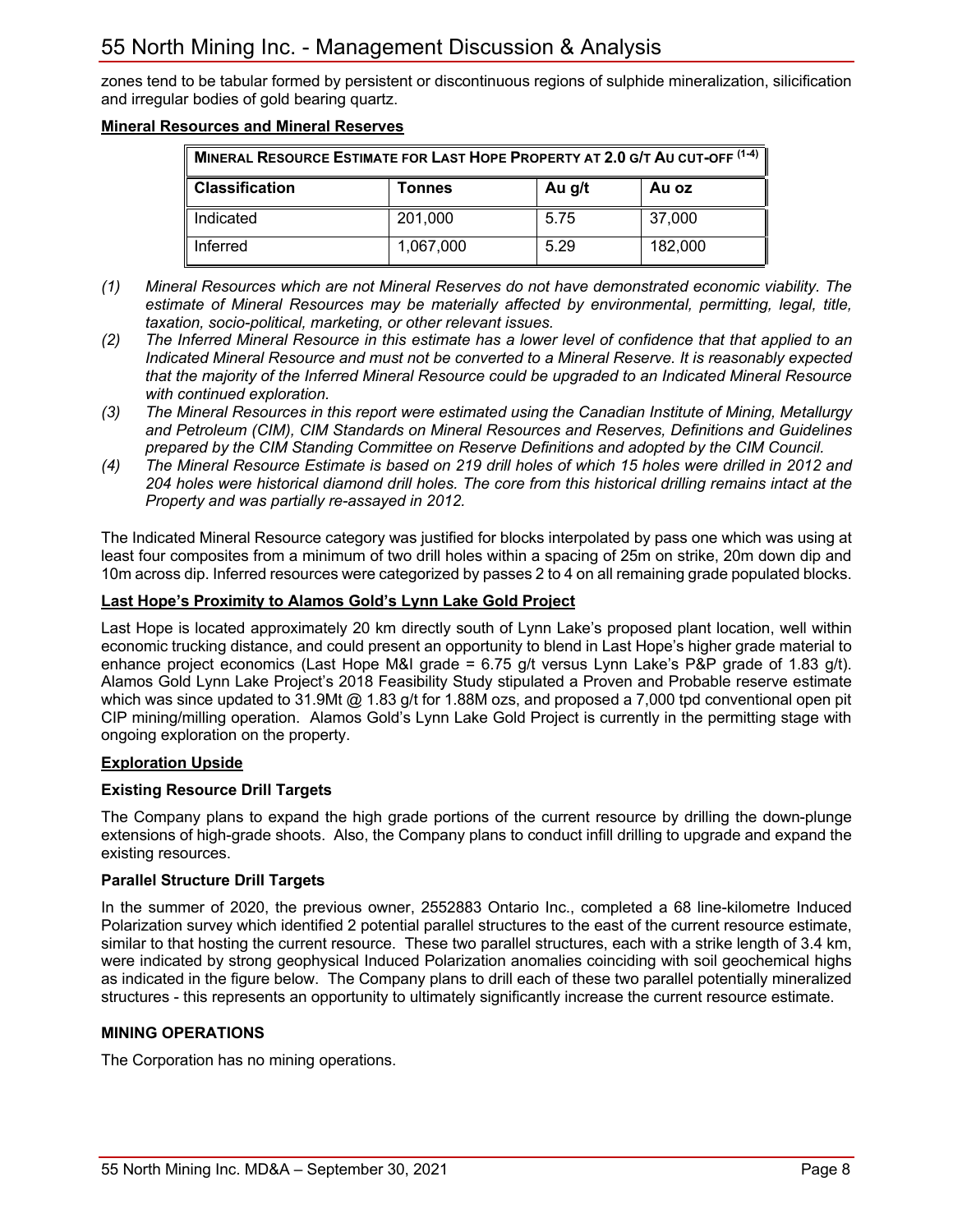zones tend to be tabular formed by persistent or discontinuous regions of sulphide mineralization, silicification and irregular bodies of gold bearing quartz.

**Mineral Resources and Mineral Reserves**

| MINERAL RESOURCE ESTIMATE FOR LAST HOPE PROPERTY AT 2.0 G/T AU CUT-OFF (1-4) | | | |
|---|---|---|---|
| **Classification** | **Tonnes** | **Au g/t** | **Au oz** |
| Indicated | 201,000 | 5.75 | 37,000 |
| Inferred | 1,067,000 | 5.29 | 182,000 |

*(1) Mineral Resources which are not Mineral Reserves do not have demonstrated economic viability. The estimate of Mineral Resources may be materially affected by environmental, permitting, legal, title, taxation, socio-political, marketing, or other relevant issues.*

*(2) The Inferred Mineral Resource in this estimate has a lower level of confidence that that applied to an Indicated Mineral Resource and must not be converted to a Mineral Reserve. It is reasonably expected that the majority of the Inferred Mineral Resource could be upgraded to an Indicated Mineral Resource with continued exploration.*

*(3) The Mineral Resources in this report were estimated using the Canadian Institute of Mining, Metallurgy and Petroleum (CIM), CIM Standards on Mineral Resources and Reserves, Definitions and Guidelines prepared by the CIM Standing Committee on Reserve Definitions and adopted by the CIM Council.*

*(4) The Mineral Resource Estimate is based on 219 drill holes of which 15 holes were drilled in 2012 and 204 holes were historical diamond drill holes. The core from this historical drilling remains intact at the Property and was partially re-assayed in 2012.*

The Indicated Mineral Resource category was justified for blocks interpolated by pass one which was using at least four composites from a minimum of two drill holes within a spacing of 25m on strike, 20m down dip and 10m across dip. Inferred resources were categorized by passes 2 to 4 on all remaining grade populated blocks.

**Last Hope's Proximity to Alamos Gold's Lynn Lake Gold Project**

Last Hope is located approximately 20 km directly south of Lynn Lake's proposed plant location, well within economic trucking distance, and could present an opportunity to blend in Last Hope's higher grade material to enhance project economics (Last Hope M&I grade = 6.75 g/t versus Lynn Lake's P&P grade of 1.83 g/t). Alamos Gold Lynn Lake Project's 2018 Feasibility Study stipulated a Proven and Probable reserve estimate which was since updated to 31.9Mt @ 1.83 g/t for 1.88M ozs, and proposed a 7,000 tpd conventional open pit CIP mining/milling operation. Alamos Gold's Lynn Lake Gold Project is currently in the permitting stage with ongoing exploration on the property.

**Exploration Upside**

**Existing Resource Drill Targets**

The Company plans to expand the high grade portions of the current resource by drilling the down-plunge extensions of high-grade shoots. Also, the Company plans to conduct infill drilling to upgrade and expand the existing resources.

**Parallel Structure Drill Targets**

In the summer of 2020, the previous owner, 2552883 Ontario Inc., completed a 68 line-kilometre Induced Polarization survey which identified 2 potential parallel structures to the east of the current resource estimate, similar to that hosting the current resource. These two parallel structures, each with a strike length of 3.4 km, were indicated by strong geophysical Induced Polarization anomalies coinciding with soil geochemical highs as indicated in the figure below. The Company plans to drill each of these two parallel potentially mineralized structures - this represents an opportunity to ultimately significantly increase the current resource estimate.

**MINING OPERATIONS**

The Corporation has no mining operations.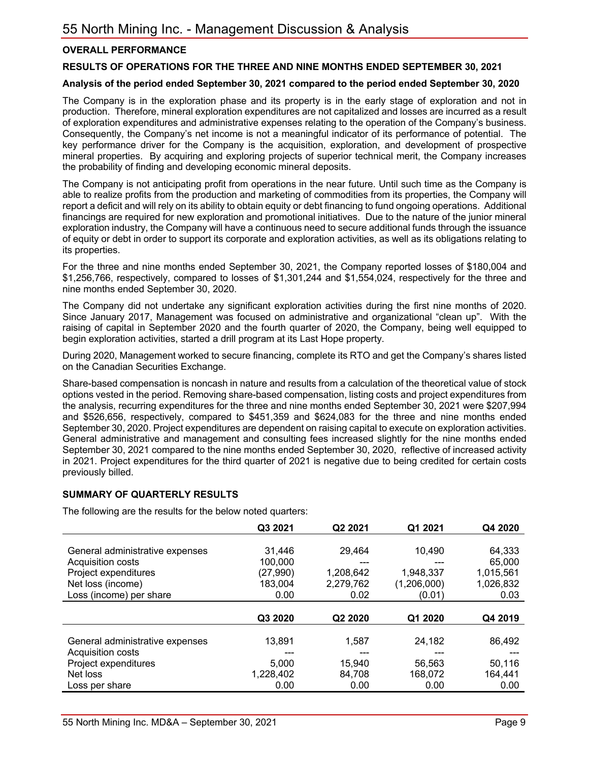## OVERALL PERFORMANCE

### RESULTS OF OPERATIONS FOR THE THREE AND NINE MONTHS ENDED SEPTEMBER 30, 2021

#### Analysis of the period ended September 30, 2021 compared to the period ended September 30, 2020

The Company is in the exploration phase and its property is in the early stage of exploration and not in production. Therefore, mineral exploration expenditures are not capitalized and losses are incurred as a result of exploration expenditures and administrative expenses relating to the operation of the Company's business. Consequently, the Company's net income is not a meaningful indicator of its performance of potential. The key performance driver for the Company is the acquisition, exploration, and development of prospective mineral properties. By acquiring and exploring projects of superior technical merit, the Company increases the probability of finding and developing economic mineral deposits.

The Company is not anticipating profit from operations in the near future. Until such time as the Company is able to realize profits from the production and marketing of commodities from its properties, the Company will report a deficit and will rely on its ability to obtain equity or debt financing to fund ongoing operations. Additional financings are required for new exploration and promotional initiatives. Due to the nature of the junior mineral exploration industry, the Company will have a continuous need to secure additional funds through the issuance of equity or debt in order to support its corporate and exploration activities, as well as its obligations relating to its properties.

For the three and nine months ended September 30, 2021, the Company reported losses of $180,004 and $1,256,766, respectively, compared to losses of $1,301,244 and $1,554,024, respectively for the three and nine months ended September 30, 2020.

The Company did not undertake any significant exploration activities during the first nine months of 2020. Since January 2017, Management was focused on administrative and organizational "clean up". With the raising of capital in September 2020 and the fourth quarter of 2020, the Company, being well equipped to begin exploration activities, started a drill program at its Last Hope property.

During 2020, Management worked to secure financing, complete its RTO and get the Company's shares listed on the Canadian Securities Exchange.

Share-based compensation is noncash in nature and results from a calculation of the theoretical value of stock options vested in the period. Removing share-based compensation, listing costs and project expenditures from the analysis, recurring expenditures for the three and nine months ended September 30, 2021 were $207,994 and $526,656, respectively, compared to $451,359 and $624,083 for the three and nine months ended September 30, 2020. Project expenditures are dependent on raising capital to execute on exploration activities. General administrative and management and consulting fees increased slightly for the nine months ended September 30, 2021 compared to the nine months ended September 30, 2020, reflective of increased activity in 2021. Project expenditures for the third quarter of 2021 is negative due to being credited for certain costs previously billed.

## SUMMARY OF QUARTERLY RESULTS

The following are the results for the below noted quarters:

| | Q3 2021 | Q2 2021 | Q1 2021 | Q4 2020 |
|---|---|---|---|---|
| General administrative expenses | 31,446 | 29,464 | 10,490 | 64,333 |
| Acquisition costs | 100,000 | --- | --- | 65,000 |
| Project expenditures | (27,990) | 1,208,642 | 1,948,337 | 1,015,561 |
| Net loss (income) | 183,004 | 2,279,762 | (1,206,000) | 1,026,832 |
| Loss (income) per share | 0.00 | 0.02 | (0.01) | 0.03 |

| | Q3 2020 | Q2 2020 | Q1 2020 | Q4 2019 |
|---|---|---|---|---|
| General administrative expenses | 13,891 | 1,587 | 24,182 | 86,492 |
| Acquisition costs | --- | --- | --- | --- |
| Project expenditures | 5,000 | 15,940 | 56,563 | 50,116 |
| Net loss | 1,228,402 | 84,708 | 168,072 | 164,441 |
| Loss per share | 0.00 | 0.00 | 0.00 | 0.00 |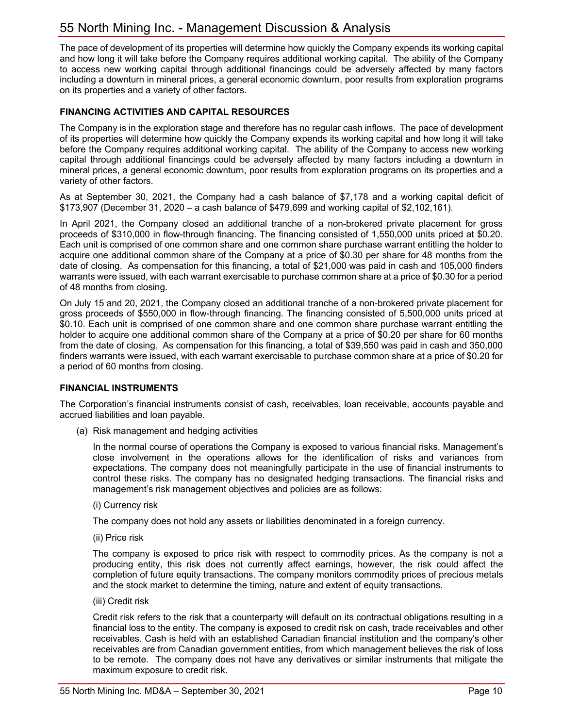The pace of development of its properties will determine how quickly the Company expends its working capital and how long it will take before the Company requires additional working capital. The ability of the Company to access new working capital through additional financings could be adversely affected by many factors including a downturn in mineral prices, a general economic downturn, poor results from exploration programs on its properties and a variety of other factors.

## FINANCING ACTIVITIES AND CAPITAL RESOURCES

The Company is in the exploration stage and therefore has no regular cash inflows. The pace of development of its properties will determine how quickly the Company expends its working capital and how long it will take before the Company requires additional working capital. The ability of the Company to access new working capital through additional financings could be adversely affected by many factors including a downturn in mineral prices, a general economic downturn, poor results from exploration programs on its properties and a variety of other factors.

As at September 30, 2021, the Company had a cash balance of $7,178 and a working capital deficit of $173,907 (December 31, 2020 – a cash balance of $479,699 and working capital of $2,102,161).

In April 2021, the Company closed an additional tranche of a non-brokered private placement for gross proceeds of $310,000 in flow-through financing. The financing consisted of 1,550,000 units priced at $0.20. Each unit is comprised of one common share and one common share purchase warrant entitling the holder to acquire one additional common share of the Company at a price of $0.30 per share for 48 months from the date of closing. As compensation for this financing, a total of $21,000 was paid in cash and 105,000 finders warrants were issued, with each warrant exercisable to purchase common share at a price of $0.30 for a period of 48 months from closing.

On July 15 and 20, 2021, the Company closed an additional tranche of a non-brokered private placement for gross proceeds of $550,000 in flow-through financing. The financing consisted of 5,500,000 units priced at $0.10. Each unit is comprised of one common share and one common share purchase warrant entitling the holder to acquire one additional common share of the Company at a price of $0.20 per share for 60 months from the date of closing. As compensation for this financing, a total of $39,550 was paid in cash and 350,000 finders warrants were issued, with each warrant exercisable to purchase common share at a price of $0.20 for a period of 60 months from closing.

## FINANCIAL INSTRUMENTS

The Corporation's financial instruments consist of cash, receivables, loan receivable, accounts payable and accrued liabilities and loan payable.

(a) Risk management and hedging activities

In the normal course of operations the Company is exposed to various financial risks. Management's close involvement in the operations allows for the identification of risks and variances from expectations. The company does not meaningfully participate in the use of financial instruments to control these risks. The company has no designated hedging transactions. The financial risks and management's risk management objectives and policies are as follows:

(i) Currency risk

The company does not hold any assets or liabilities denominated in a foreign currency.

(ii) Price risk

The company is exposed to price risk with respect to commodity prices. As the company is not a producing entity, this risk does not currently affect earnings, however, the risk could affect the completion of future equity transactions. The company monitors commodity prices of precious metals and the stock market to determine the timing, nature and extent of equity transactions.

(iii) Credit risk

Credit risk refers to the risk that a counterparty will default on its contractual obligations resulting in a financial loss to the entity. The company is exposed to credit risk on cash, trade receivables and other receivables. Cash is held with an established Canadian financial institution and the company's other receivables are from Canadian government entities, from which management believes the risk of loss to be remote. The company does not have any derivatives or similar instruments that mitigate the maximum exposure to credit risk.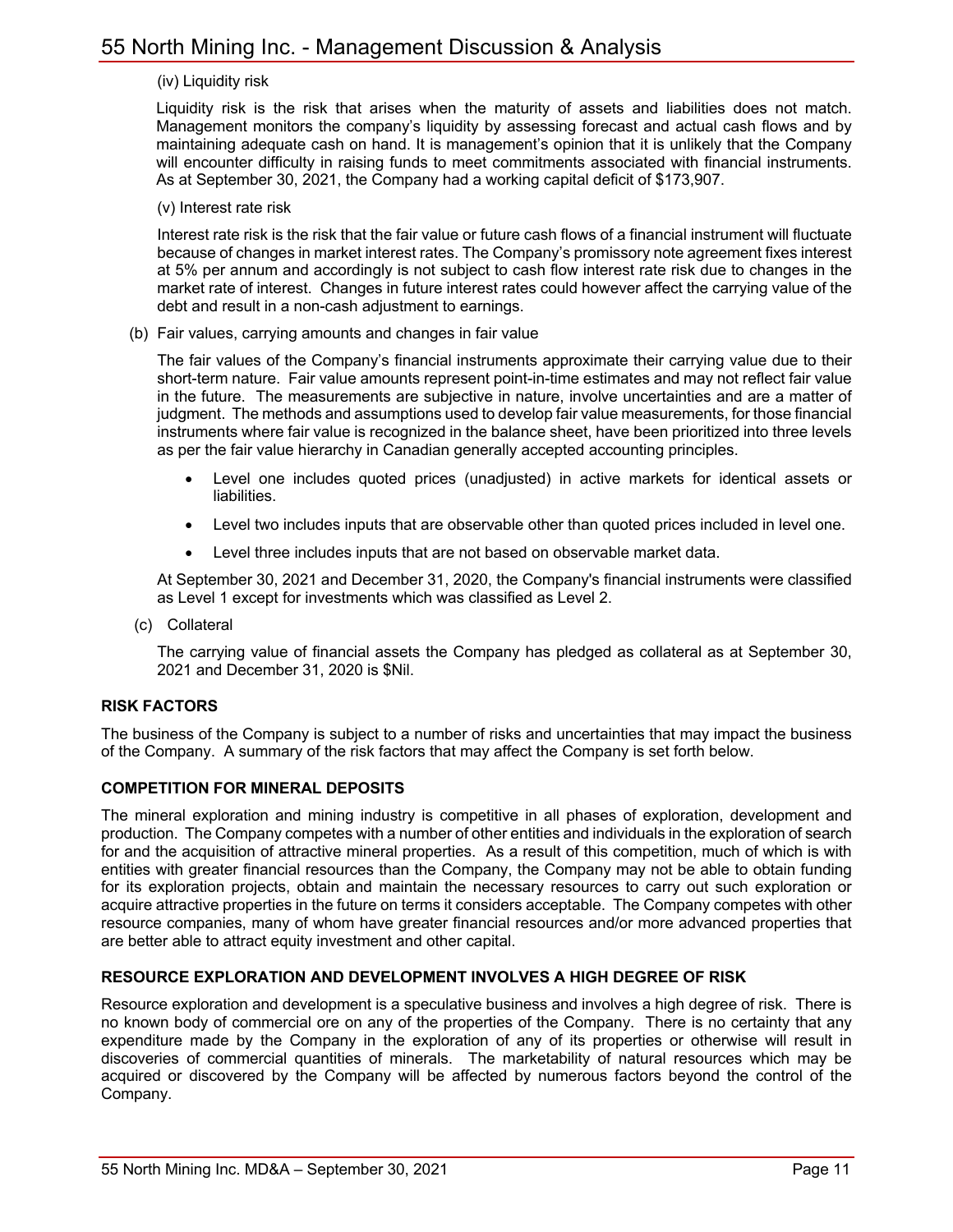(iv) Liquidity risk

Liquidity risk is the risk that arises when the maturity of assets and liabilities does not match. Management monitors the company's liquidity by assessing forecast and actual cash flows and by maintaining adequate cash on hand. It is management's opinion that it is unlikely that the Company will encounter difficulty in raising funds to meet commitments associated with financial instruments. As at September 30, 2021, the Company had a working capital deficit of $173,907.

(v) Interest rate risk

Interest rate risk is the risk that the fair value or future cash flows of a financial instrument will fluctuate because of changes in market interest rates. The Company's promissory note agreement fixes interest at 5% per annum and accordingly is not subject to cash flow interest rate risk due to changes in the market rate of interest. Changes in future interest rates could however affect the carrying value of the debt and result in a non-cash adjustment to earnings.

(b) Fair values, carrying amounts and changes in fair value

The fair values of the Company's financial instruments approximate their carrying value due to their short-term nature. Fair value amounts represent point-in-time estimates and may not reflect fair value in the future. The measurements are subjective in nature, involve uncertainties and are a matter of judgment. The methods and assumptions used to develop fair value measurements, for those financial instruments where fair value is recognized in the balance sheet, have been prioritized into three levels as per the fair value hierarchy in Canadian generally accepted accounting principles.

- Level one includes quoted prices (unadjusted) in active markets for identical assets or liabilities.
- Level two includes inputs that are observable other than quoted prices included in level one.
- Level three includes inputs that are not based on observable market data.

At September 30, 2021 and December 31, 2020, the Company's financial instruments were classified as Level 1 except for investments which was classified as Level 2.

(c) Collateral

The carrying value of financial assets the Company has pledged as collateral as at September 30, 2021 and December 31, 2020 is $Nil.

## RISK FACTORS

The business of the Company is subject to a number of risks and uncertainties that may impact the business of the Company. A summary of the risk factors that may affect the Company is set forth below.

## COMPETITION FOR MINERAL DEPOSITS

The mineral exploration and mining industry is competitive in all phases of exploration, development and production. The Company competes with a number of other entities and individuals in the exploration of search for and the acquisition of attractive mineral properties. As a result of this competition, much of which is with entities with greater financial resources than the Company, the Company may not be able to obtain funding for its exploration projects, obtain and maintain the necessary resources to carry out such exploration or acquire attractive properties in the future on terms it considers acceptable. The Company competes with other resource companies, many of whom have greater financial resources and/or more advanced properties that are better able to attract equity investment and other capital.

## RESOURCE EXPLORATION AND DEVELOPMENT INVOLVES A HIGH DEGREE OF RISK

Resource exploration and development is a speculative business and involves a high degree of risk. There is no known body of commercial ore on any of the properties of the Company. There is no certainty that any expenditure made by the Company in the exploration of any of its properties or otherwise will result in discoveries of commercial quantities of minerals. The marketability of natural resources which may be acquired or discovered by the Company will be affected by numerous factors beyond the control of the Company.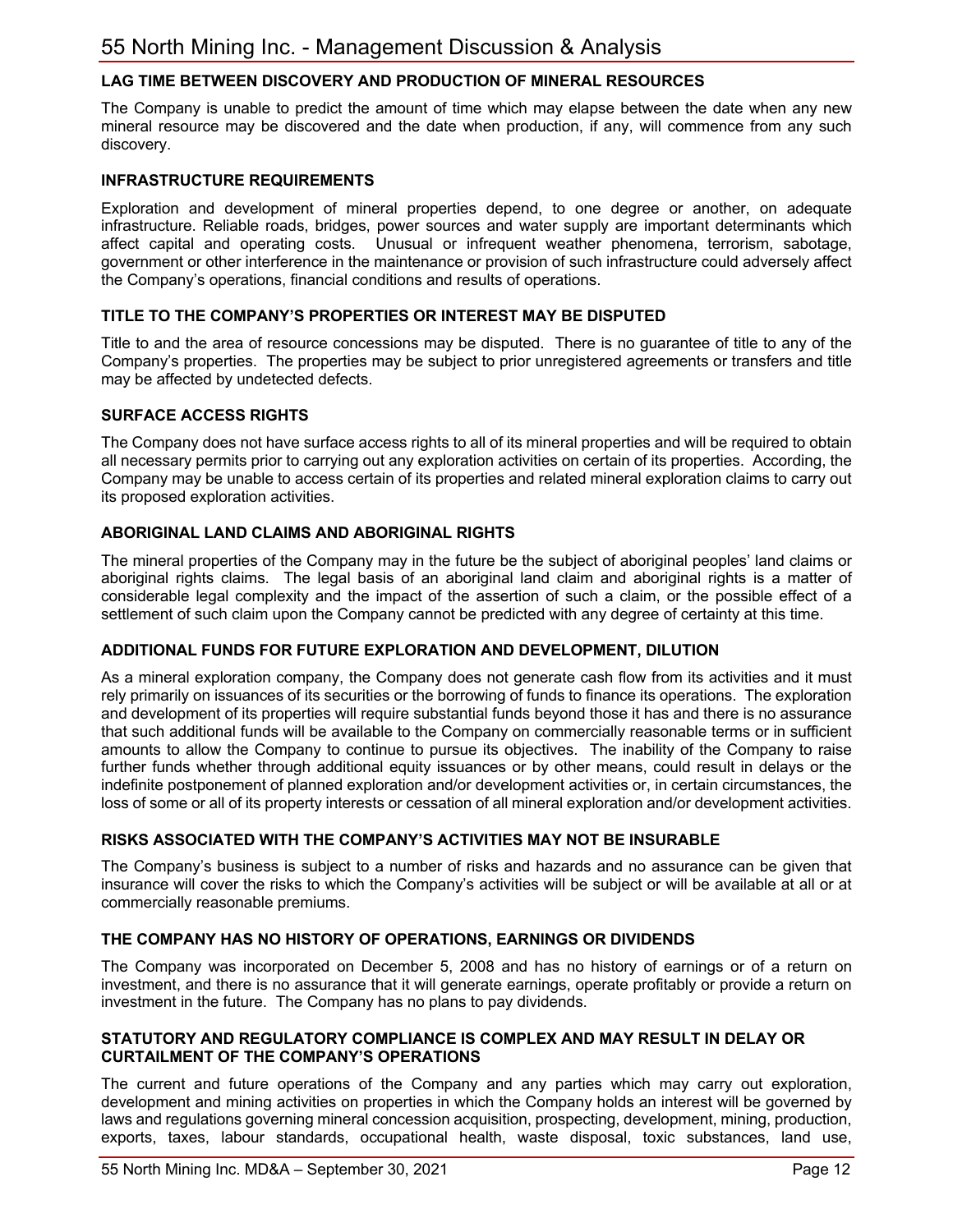## LAG TIME BETWEEN DISCOVERY AND PRODUCTION OF MINERAL RESOURCES

The Company is unable to predict the amount of time which may elapse between the date when any new mineral resource may be discovered and the date when production, if any, will commence from any such discovery.

## INFRASTRUCTURE REQUIREMENTS

Exploration and development of mineral properties depend, to one degree or another, on adequate infrastructure. Reliable roads, bridges, power sources and water supply are important determinants which affect capital and operating costs. Unusual or infrequent weather phenomena, terrorism, sabotage, government or other interference in the maintenance or provision of such infrastructure could adversely affect the Company's operations, financial conditions and results of operations.

## TITLE TO THE COMPANY'S PROPERTIES OR INTEREST MAY BE DISPUTED

Title to and the area of resource concessions may be disputed. There is no guarantee of title to any of the Company's properties. The properties may be subject to prior unregistered agreements or transfers and title may be affected by undetected defects.

## SURFACE ACCESS RIGHTS

The Company does not have surface access rights to all of its mineral properties and will be required to obtain all necessary permits prior to carrying out any exploration activities on certain of its properties. According, the Company may be unable to access certain of its properties and related mineral exploration claims to carry out its proposed exploration activities.

## ABORIGINAL LAND CLAIMS AND ABORIGINAL RIGHTS

The mineral properties of the Company may in the future be the subject of aboriginal peoples' land claims or aboriginal rights claims. The legal basis of an aboriginal land claim and aboriginal rights is a matter of considerable legal complexity and the impact of the assertion of such a claim, or the possible effect of a settlement of such claim upon the Company cannot be predicted with any degree of certainty at this time.

## ADDITIONAL FUNDS FOR FUTURE EXPLORATION AND DEVELOPMENT, DILUTION

As a mineral exploration company, the Company does not generate cash flow from its activities and it must rely primarily on issuances of its securities or the borrowing of funds to finance its operations. The exploration and development of its properties will require substantial funds beyond those it has and there is no assurance that such additional funds will be available to the Company on commercially reasonable terms or in sufficient amounts to allow the Company to continue to pursue its objectives. The inability of the Company to raise further funds whether through additional equity issuances or by other means, could result in delays or the indefinite postponement of planned exploration and/or development activities or, in certain circumstances, the loss of some or all of its property interests or cessation of all mineral exploration and/or development activities.

## RISKS ASSOCIATED WITH THE COMPANY'S ACTIVITIES MAY NOT BE INSURABLE

The Company's business is subject to a number of risks and hazards and no assurance can be given that insurance will cover the risks to which the Company's activities will be subject or will be available at all or at commercially reasonable premiums.

## THE COMPANY HAS NO HISTORY OF OPERATIONS, EARNINGS OR DIVIDENDS

The Company was incorporated on December 5, 2008 and has no history of earnings or of a return on investment, and there is no assurance that it will generate earnings, operate profitably or provide a return on investment in the future. The Company has no plans to pay dividends.

## STATUTORY AND REGULATORY COMPLIANCE IS COMPLEX AND MAY RESULT IN DELAY OR CURTAILMENT OF THE COMPANY'S OPERATIONS

The current and future operations of the Company and any parties which may carry out exploration, development and mining activities on properties in which the Company holds an interest will be governed by laws and regulations governing mineral concession acquisition, prospecting, development, mining, production, exports, taxes, labour standards, occupational health, waste disposal, toxic substances, land use,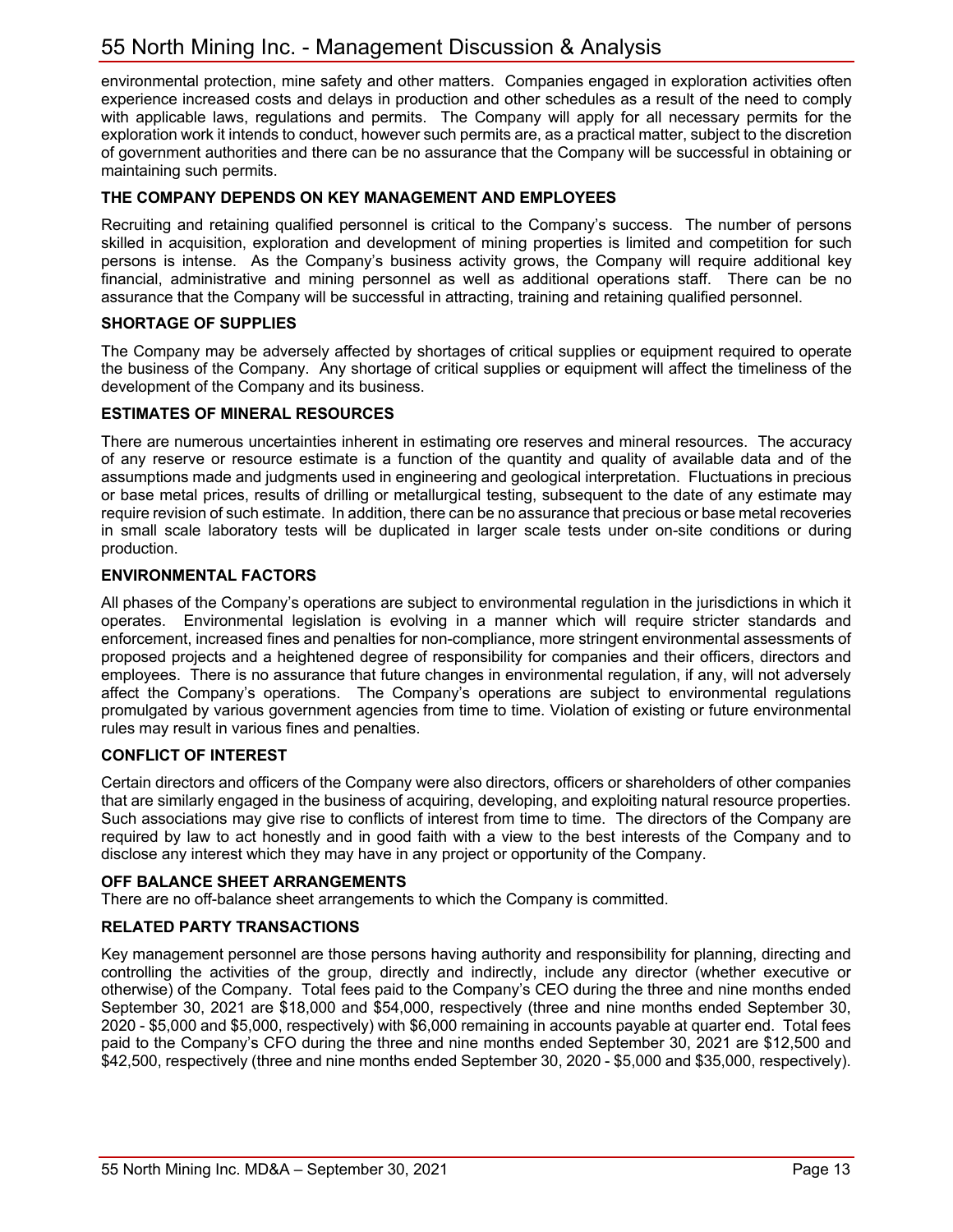environmental protection, mine safety and other matters. Companies engaged in exploration activities often experience increased costs and delays in production and other schedules as a result of the need to comply with applicable laws, regulations and permits. The Company will apply for all necessary permits for the exploration work it intends to conduct, however such permits are, as a practical matter, subject to the discretion of government authorities and there can be no assurance that the Company will be successful in obtaining or maintaining such permits.

### THE COMPANY DEPENDS ON KEY MANAGEMENT AND EMPLOYEES

Recruiting and retaining qualified personnel is critical to the Company's success. The number of persons skilled in acquisition, exploration and development of mining properties is limited and competition for such persons is intense. As the Company's business activity grows, the Company will require additional key financial, administrative and mining personnel as well as additional operations staff. There can be no assurance that the Company will be successful in attracting, training and retaining qualified personnel.

### SHORTAGE OF SUPPLIES

The Company may be adversely affected by shortages of critical supplies or equipment required to operate the business of the Company. Any shortage of critical supplies or equipment will affect the timeliness of the development of the Company and its business.

### ESTIMATES OF MINERAL RESOURCES

There are numerous uncertainties inherent in estimating ore reserves and mineral resources. The accuracy of any reserve or resource estimate is a function of the quantity and quality of available data and of the assumptions made and judgments used in engineering and geological interpretation. Fluctuations in precious or base metal prices, results of drilling or metallurgical testing, subsequent to the date of any estimate may require revision of such estimate. In addition, there can be no assurance that precious or base metal recoveries in small scale laboratory tests will be duplicated in larger scale tests under on-site conditions or during production.

### ENVIRONMENTAL FACTORS

All phases of the Company's operations are subject to environmental regulation in the jurisdictions in which it operates. Environmental legislation is evolving in a manner which will require stricter standards and enforcement, increased fines and penalties for non-compliance, more stringent environmental assessments of proposed projects and a heightened degree of responsibility for companies and their officers, directors and employees. There is no assurance that future changes in environmental regulation, if any, will not adversely affect the Company's operations. The Company's operations are subject to environmental regulations promulgated by various government agencies from time to time. Violation of existing or future environmental rules may result in various fines and penalties.

### CONFLICT OF INTEREST

Certain directors and officers of the Company were also directors, officers or shareholders of other companies that are similarly engaged in the business of acquiring, developing, and exploiting natural resource properties. Such associations may give rise to conflicts of interest from time to time. The directors of the Company are required by law to act honestly and in good faith with a view to the best interests of the Company and to disclose any interest which they may have in any project or opportunity of the Company.

### OFF BALANCE SHEET ARRANGEMENTS

There are no off-balance sheet arrangements to which the Company is committed.

### RELATED PARTY TRANSACTIONS

Key management personnel are those persons having authority and responsibility for planning, directing and controlling the activities of the group, directly and indirectly, include any director (whether executive or otherwise) of the Company. Total fees paid to the Company's CEO during the three and nine months ended September 30, 2021 are $18,000 and $54,000, respectively (three and nine months ended September 30, 2020 - $5,000 and $5,000, respectively) with $6,000 remaining in accounts payable at quarter end. Total fees paid to the Company's CFO during the three and nine months ended September 30, 2021 are $12,500 and $42,500, respectively (three and nine months ended September 30, 2020 - $5,000 and $35,000, respectively).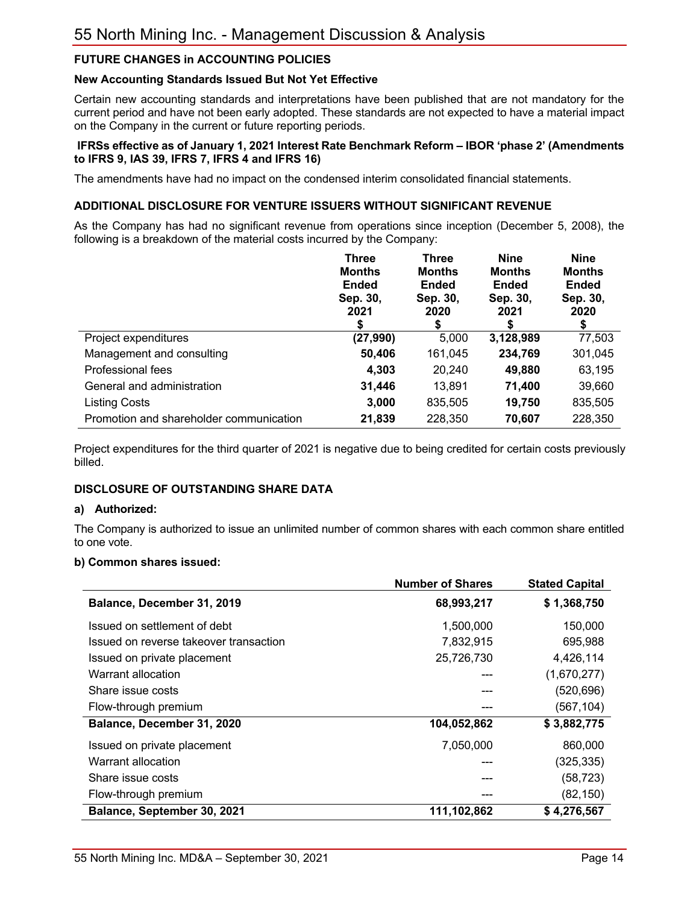## FUTURE CHANGES in ACCOUNTING POLICIES

### New Accounting Standards Issued But Not Yet Effective

Certain new accounting standards and interpretations have been published that are not mandatory for the current period and have not been early adopted. These standards are not expected to have a material impact on the Company in the current or future reporting periods.

### IFRSs effective as of January 1, 2021 Interest Rate Benchmark Reform – IBOR 'phase 2' (Amendments to IFRS 9, IAS 39, IFRS 7, IFRS 4 and IFRS 16)

The amendments have had no impact on the condensed interim consolidated financial statements.

## ADDITIONAL DISCLOSURE FOR VENTURE ISSUERS WITHOUT SIGNIFICANT REVENUE

As the Company has had no significant revenue from operations since inception (December 5, 2008), the following is a breakdown of the material costs incurred by the Company:

| | Three Months Ended Sep. 30, 2021 $ | Three Months Ended Sep. 30, 2020 $ | Nine Months Ended Sep. 30, 2021 $ | Nine Months Ended Sep. 30, 2020 $ |
|---|---|---|---|---|
| Project expenditures | **(27,990)** | 5,000 | **3,128,989** | 77,503 |
| Management and consulting | **50,406** | 161,045 | **234,769** | 301,045 |
| Professional fees | **4,303** | 20,240 | **49,880** | 63,195 |
| General and administration | **31,446** | 13,891 | **71,400** | 39,660 |
| Listing Costs | **3,000** | 835,505 | **19,750** | 835,505 |
| Promotion and shareholder communication | **21,839** | 228,350 | **70,607** | 228,350 |

Project expenditures for the third quarter of 2021 is negative due to being credited for certain costs previously billed.

## DISCLOSURE OF OUTSTANDING SHARE DATA

### a) Authorized:

The Company is authorized to issue an unlimited number of common shares with each common share entitled to one vote.

### b) Common shares issued:

| | Number of Shares | Stated Capital |
|---|---|---|
| **Balance, December 31, 2019** | **68,993,217** | **$ 1,368,750** |
| Issued on settlement of debt | 1,500,000 | 150,000 |
| Issued on reverse takeover transaction | 7,832,915 | 695,988 |
| Issued on private placement | 25,726,730 | 4,426,114 |
| Warrant allocation | --- | (1,670,277) |
| Share issue costs | --- | (520,696) |
| Flow-through premium | --- | (567,104) |
| **Balance, December 31, 2020** | **104,052,862** | **$ 3,882,775** |
| Issued on private placement | 7,050,000 | 860,000 |
| Warrant allocation | --- | (325,335) |
| Share issue costs | --- | (58,723) |
| Flow-through premium | --- | (82,150) |
| **Balance, September 30, 2021** | **111,102,862** | **$ 4,276,567** |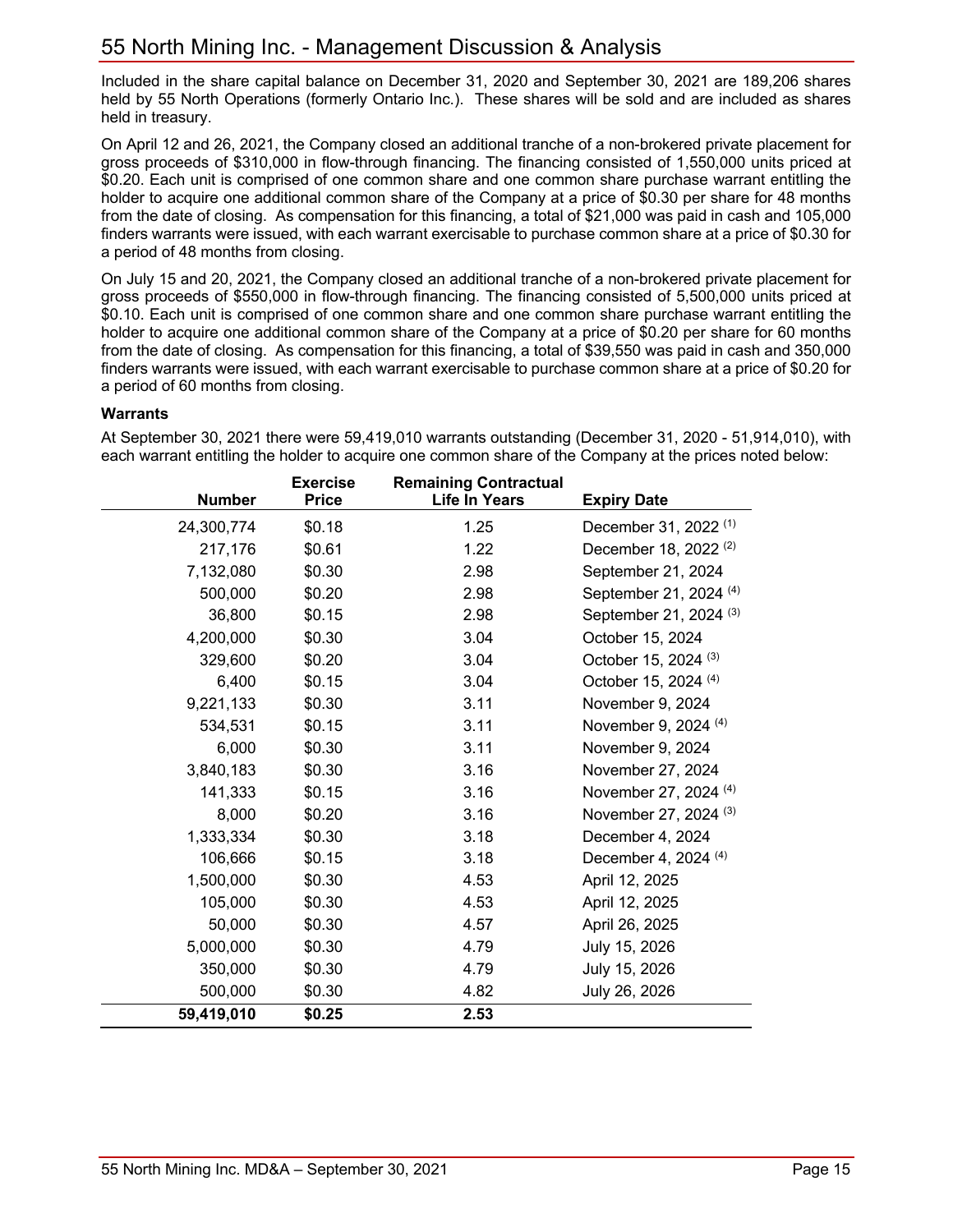Included in the share capital balance on December 31, 2020 and September 30, 2021 are 189,206 shares held by 55 North Operations (formerly Ontario Inc.). These shares will be sold and are included as shares held in treasury.

On April 12 and 26, 2021, the Company closed an additional tranche of a non-brokered private placement for gross proceeds of $310,000 in flow-through financing. The financing consisted of 1,550,000 units priced at $0.20. Each unit is comprised of one common share and one common share purchase warrant entitling the holder to acquire one additional common share of the Company at a price of $0.30 per share for 48 months from the date of closing. As compensation for this financing, a total of $21,000 was paid in cash and 105,000 finders warrants were issued, with each warrant exercisable to purchase common share at a price of $0.30 for a period of 48 months from closing.

On July 15 and 20, 2021, the Company closed an additional tranche of a non-brokered private placement for gross proceeds of $550,000 in flow-through financing. The financing consisted of 5,500,000 units priced at $0.10. Each unit is comprised of one common share and one common share purchase warrant entitling the holder to acquire one additional common share of the Company at a price of $0.20 per share for 60 months from the date of closing. As compensation for this financing, a total of $39,550 was paid in cash and 350,000 finders warrants were issued, with each warrant exercisable to purchase common share at a price of $0.20 for a period of 60 months from closing.

**Warrants**

At September 30, 2021 there were 59,419,010 warrants outstanding (December 31, 2020 - 51,914,010), with each warrant entitling the holder to acquire one common share of the Company at the prices noted below:

| Number | Exercise Price | Remaining Contractual Life In Years | Expiry Date |
|---|---|---|---|
| 24,300,774 | $0.18 | 1.25 | December 31, 2022 (1) |
| 217,176 | $0.61 | 1.22 | December 18, 2022 (2) |
| 7,132,080 | $0.30 | 2.98 | September 21, 2024 |
| 500,000 | $0.20 | 2.98 | September 21, 2024 (4) |
| 36,800 | $0.15 | 2.98 | September 21, 2024 (3) |
| 4,200,000 | $0.30 | 3.04 | October 15, 2024 |
| 329,600 | $0.20 | 3.04 | October 15, 2024 (3) |
| 6,400 | $0.15 | 3.04 | October 15, 2024 (4) |
| 9,221,133 | $0.30 | 3.11 | November 9, 2024 |
| 534,531 | $0.15 | 3.11 | November 9, 2024 (4) |
| 6,000 | $0.30 | 3.11 | November 9, 2024 |
| 3,840,183 | $0.30 | 3.16 | November 27, 2024 |
| 141,333 | $0.15 | 3.16 | November 27, 2024 (4) |
| 8,000 | $0.20 | 3.16 | November 27, 2024 (3) |
| 1,333,334 | $0.30 | 3.18 | December 4, 2024 |
| 106,666 | $0.15 | 3.18 | December 4, 2024 (4) |
| 1,500,000 | $0.30 | 4.53 | April 12, 2025 |
| 105,000 | $0.30 | 4.53 | April 12, 2025 |
| 50,000 | $0.30 | 4.57 | April 26, 2025 |
| 5,000,000 | $0.30 | 4.79 | July 15, 2026 |
| 350,000 | $0.30 | 4.79 | July 15, 2026 |
| 500,000 | $0.30 | 4.82 | July 26, 2026 |
| **59,419,010** | **$0.25** | **2.53** | |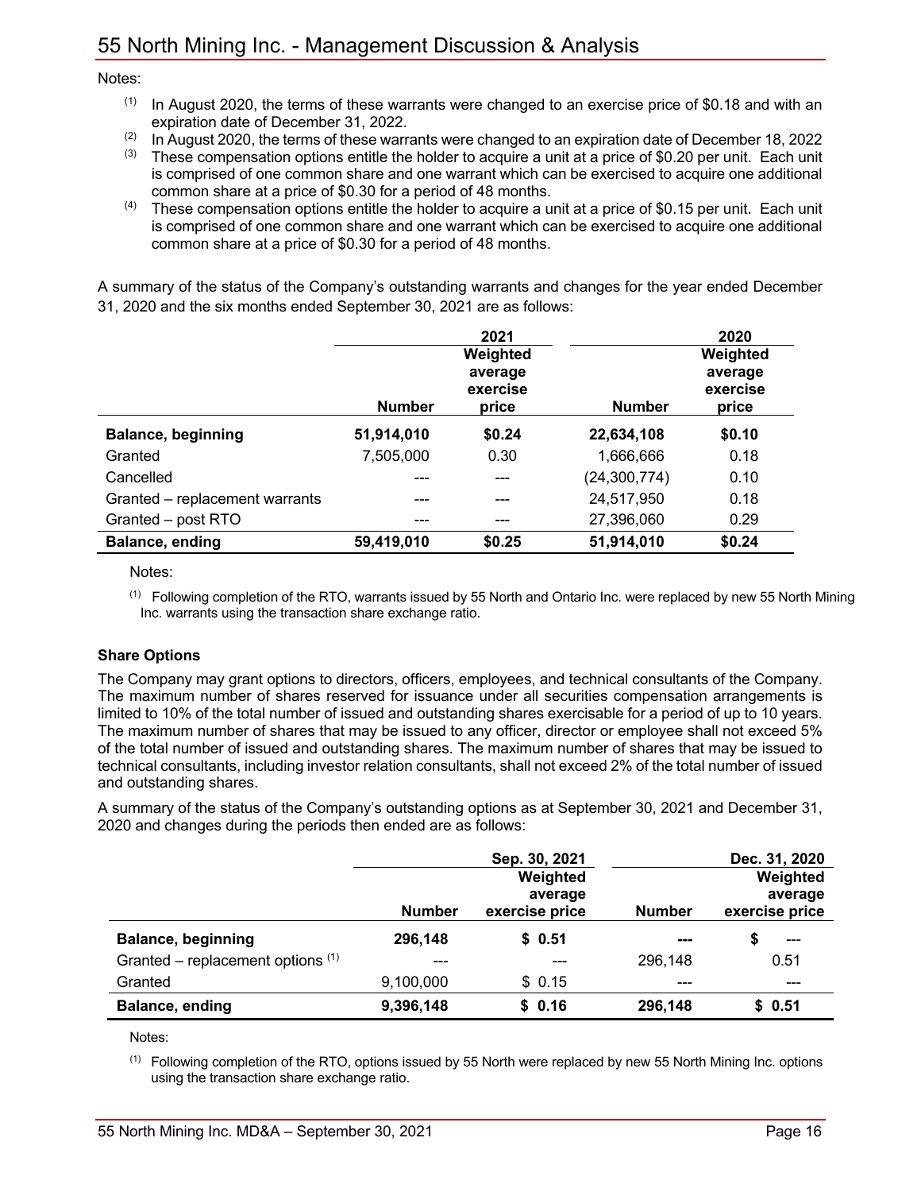Notes:

- [1] In August 2020, the terms of these warrants were changed to an exercise price of $0.18 and with an expiration date of December 31, 2022.
- [2] In August 2020, the terms of these warrants were changed to an expiration date of December 18, 2022
- [3] These compensation options entitle the holder to acquire a unit at a price of $0.20 per unit. Each unit is comprised of one common share and one warrant which can be exercised to acquire one additional common share at a price of $0.30 for a period of 48 months.
- [4] These compensation options entitle the holder to acquire a unit at a price of $0.15 per unit. Each unit is comprised of one common share and one warrant which can be exercised to acquire one additional common share at a price of $0.30 for a period of 48 months.

A summary of the status of the Company's outstanding warrants and changes for the year ended December 31, 2020 and the six months ended September 30, 2021 are as follows:

| | 2021 | | 2020 | |
|---|---|---|---|---|
| | Number | Weighted average exercise price | Number | Weighted average exercise price |
| **Balance, beginning** | **51,914,010** | **$0.24** | **22,634,108** | **$0.10** |
| Granted | 7,505,000 | 0.30 | 1,666,666 | 0.18 |
| Cancelled | --- | --- | (24,300,774) | 0.10 |
| Granted – replacement warrants | --- | --- | 24,517,950 | 0.18 |
| Granted – post RTO | --- | --- | 27,396,060 | 0.29 |
| **Balance, ending** | **59,419,010** | **$0.25** | **51,914,010** | **$0.24** |

Notes:

[1] Following completion of the RTO, warrants issued by 55 North and Ontario Inc. were replaced by new 55 North Mining Inc. warrants using the transaction share exchange ratio.

### Share Options

The Company may grant options to directors, officers, employees, and technical consultants of the Company. The maximum number of shares reserved for issuance under all securities compensation arrangements is limited to 10% of the total number of issued and outstanding shares exercisable for a period of up to 10 years. The maximum number of shares that may be issued to any officer, director or employee shall not exceed 5% of the total number of issued and outstanding shares. The maximum number of shares that may be issued to technical consultants, including investor relation consultants, shall not exceed 2% of the total number of issued and outstanding shares.

A summary of the status of the Company's outstanding options as at September 30, 2021 and December 31, 2020 and changes during the periods then ended are as follows:

| | Sep. 30, 2021 | | Dec. 31, 2020 | |
|---|---|---|---|---|
| | Number | Weighted average exercise price | Number | Weighted average exercise price |
| **Balance, beginning** | **296,148** | **$ 0.51** | **---** | **$ ---** |
| Granted – replacement options [1] | --- | --- | 296,148 | 0.51 |
| Granted | 9,100,000 | $ 0.15 | --- | --- |
| **Balance, ending** | **9,396,148** | **$ 0.16** | **296,148** | **$ 0.51** |

Notes:

[1] Following completion of the RTO, options issued by 55 North were replaced by new 55 North Mining Inc. options using the transaction share exchange ratio.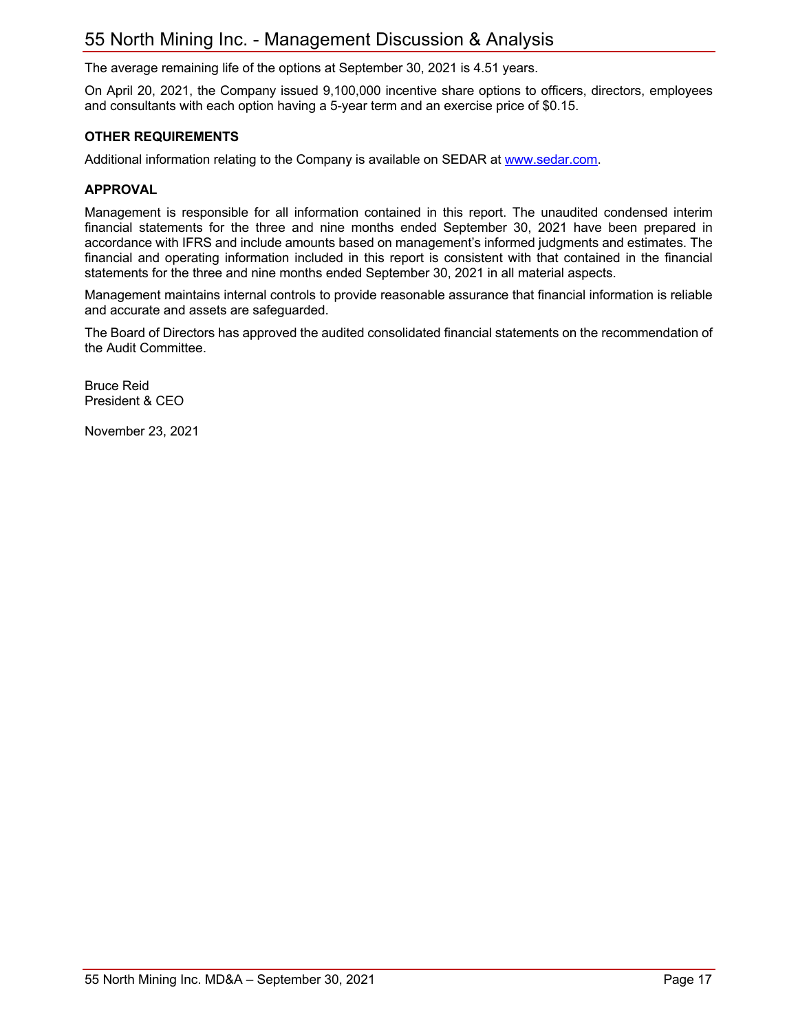The average remaining life of the options at September 30, 2021 is 4.51 years.

On April 20, 2021, the Company issued 9,100,000 incentive share options to officers, directors, employees and consultants with each option having a 5-year term and an exercise price of $0.15.

**OTHER REQUIREMENTS**

Additional information relating to the Company is available on SEDAR at www.sedar.com.

**APPROVAL**

Management is responsible for all information contained in this report. The unaudited condensed interim financial statements for the three and nine months ended September 30, 2021 have been prepared in accordance with IFRS and include amounts based on management's informed judgments and estimates. The financial and operating information included in this report is consistent with that contained in the financial statements for the three and nine months ended September 30, 2021 in all material aspects.

Management maintains internal controls to provide reasonable assurance that financial information is reliable and accurate and assets are safeguarded.

The Board of Directors has approved the audited consolidated financial statements on the recommendation of the Audit Committee.

Bruce Reid
President & CEO

November 23, 2021